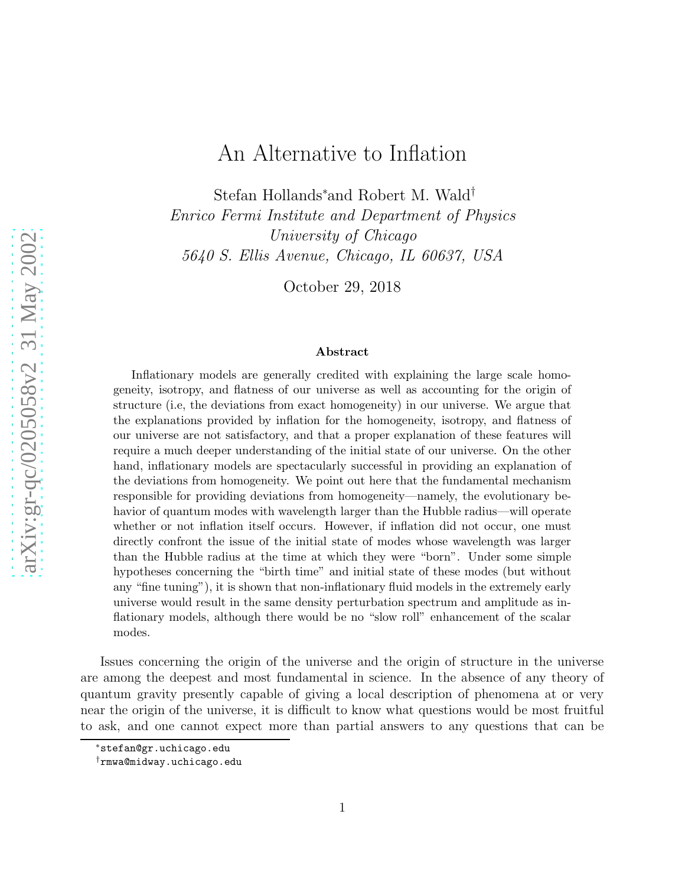# An Alternative to Inflation

Stefan Hollands[*] and Robert M. Wald[†]

*Enrico Fermi Institute and Department of Physics*
*University of Chicago*
*5640 S. Ellis Avenue, Chicago, IL 60637, USA*

October 29, 2018

### Abstract

Inflationary models are generally credited with explaining the large scale homogeneity, isotropy, and flatness of our universe as well as accounting for the origin of structure (i.e, the deviations from exact homogeneity) in our universe. We argue that the explanations provided by inflation for the homogeneity, isotropy, and flatness of our universe are not satisfactory, and that a proper explanation of these features will require a much deeper understanding of the initial state of our universe. On the other hand, inflationary models are spectacularly successful in providing an explanation of the deviations from homogeneity. We point out here that the fundamental mechanism responsible for providing deviations from homogeneity—namely, the evolutionary behavior of quantum modes with wavelength larger than the Hubble radius—will operate whether or not inflation itself occurs. However, if inflation did not occur, one must directly confront the issue of the initial state of modes whose wavelength was larger than the Hubble radius at the time at which they were "born". Under some simple hypotheses concerning the "birth time" and initial state of these modes (but without any "fine tuning"), it is shown that non-inflationary fluid models in the extremely early universe would result in the same density perturbation spectrum and amplitude as inflationary models, although there would be no "slow roll" enhancement of the scalar modes.

Issues concerning the origin of the universe and the origin of structure in the universe are among the deepest and most fundamental in science. In the absence of any theory of quantum gravity presently capable of giving a local description of phenomena at or very near the origin of the universe, it is difficult to know what questions would be most fruitful to ask, and one cannot expect more than partial answers to any questions that can be

[*] stefan@gr.uchicago.edu

[†] rmwa@midway.uchicago.edu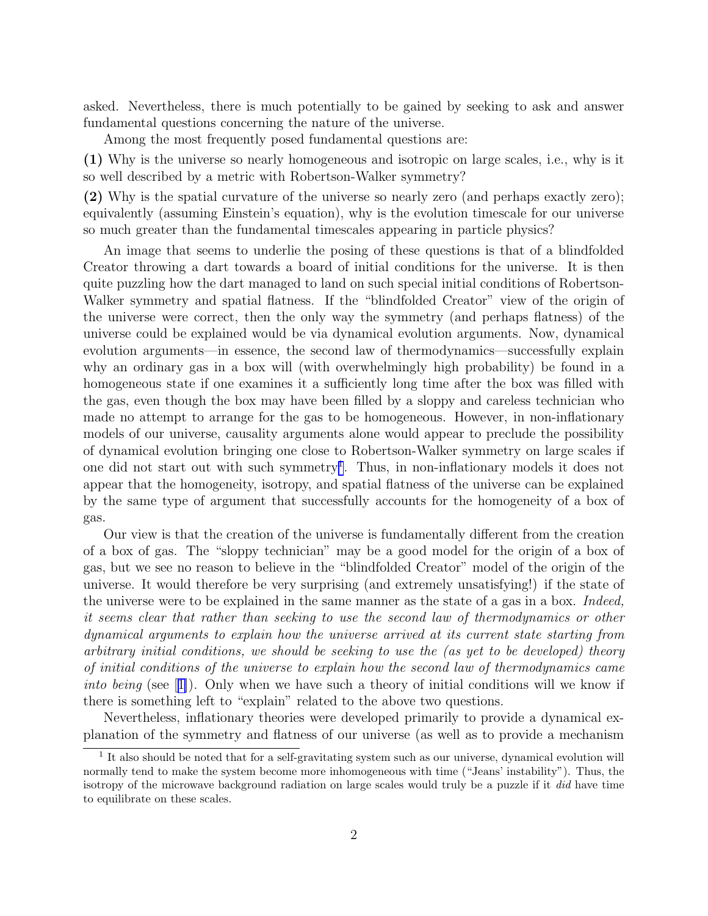asked. Nevertheless, there is much potentially to be gained by seeking to ask and answer fundamental questions concerning the nature of the universe.

Among the most frequently posed fundamental questions are:

**(1)** Why is the universe so nearly homogeneous and isotropic on large scales, i.e., why is it so well described by a metric with Robertson-Walker symmetry?

**(2)** Why is the spatial curvature of the universe so nearly zero (and perhaps exactly zero); equivalently (assuming Einstein's equation), why is the evolution timescale for our universe so much greater than the fundamental timescales appearing in particle physics?

An image that seems to underlie the posing of these questions is that of a blindfolded Creator throwing a dart towards a board of initial conditions for the universe. It is then quite puzzling how the dart managed to land on such special initial conditions of Robertson-Walker symmetry and spatial flatness. If the "blindfolded Creator" view of the origin of the universe were correct, then the only way the symmetry (and perhaps flatness) of the universe could be explained would be via dynamical evolution arguments. Now, dynamical evolution arguments—in essence, the second law of thermodynamics—successfully explain why an ordinary gas in a box will (with overwhelmingly high probability) be found in a homogeneous state if one examines it a sufficiently long time after the box was filled with the gas, even though the box may have been filled by a sloppy and careless technician who made no attempt to arrange for the gas to be homogeneous. However, in non-inflationary models of our universe, causality arguments alone would appear to preclude the possibility of dynamical evolution bringing one close to Robertson-Walker symmetry on large scales if one did not start out with such symmetry[1]. Thus, in non-inflationary models it does not appear that the homogeneity, isotropy, and spatial flatness of the universe can be explained by the same type of argument that successfully accounts for the homogeneity of a box of gas.

Our view is that the creation of the universe is fundamentally different from the creation of a box of gas. The "sloppy technician" may be a good model for the origin of a box of gas, but we see no reason to believe in the "blindfolded Creator" model of the origin of the universe. It would therefore be very surprising (and extremely unsatisfying!) if the state of the universe were to be explained in the same manner as the state of a gas in a box. *Indeed, it seems clear that rather than seeking to use the second law of thermodynamics or other dynamical arguments to explain how the universe arrived at its current state starting from arbitrary initial conditions, we should be seeking to use the (as yet to be developed) theory of initial conditions of the universe to explain how the second law of thermodynamics came into being* (see [1]). Only when we have such a theory of initial conditions will we know if there is something left to "explain" related to the above two questions.

Nevertheless, inflationary theories were developed primarily to provide a dynamical explanation of the symmetry and flatness of our universe (as well as to provide a mechanism

[1] It also should be noted that for a self-gravitating system such as our universe, dynamical evolution will normally tend to make the system become more inhomogeneous with time ("Jeans' instability"). Thus, the isotropy of the microwave background radiation on large scales would truly be a puzzle if it *did* have time to equilibrate on these scales.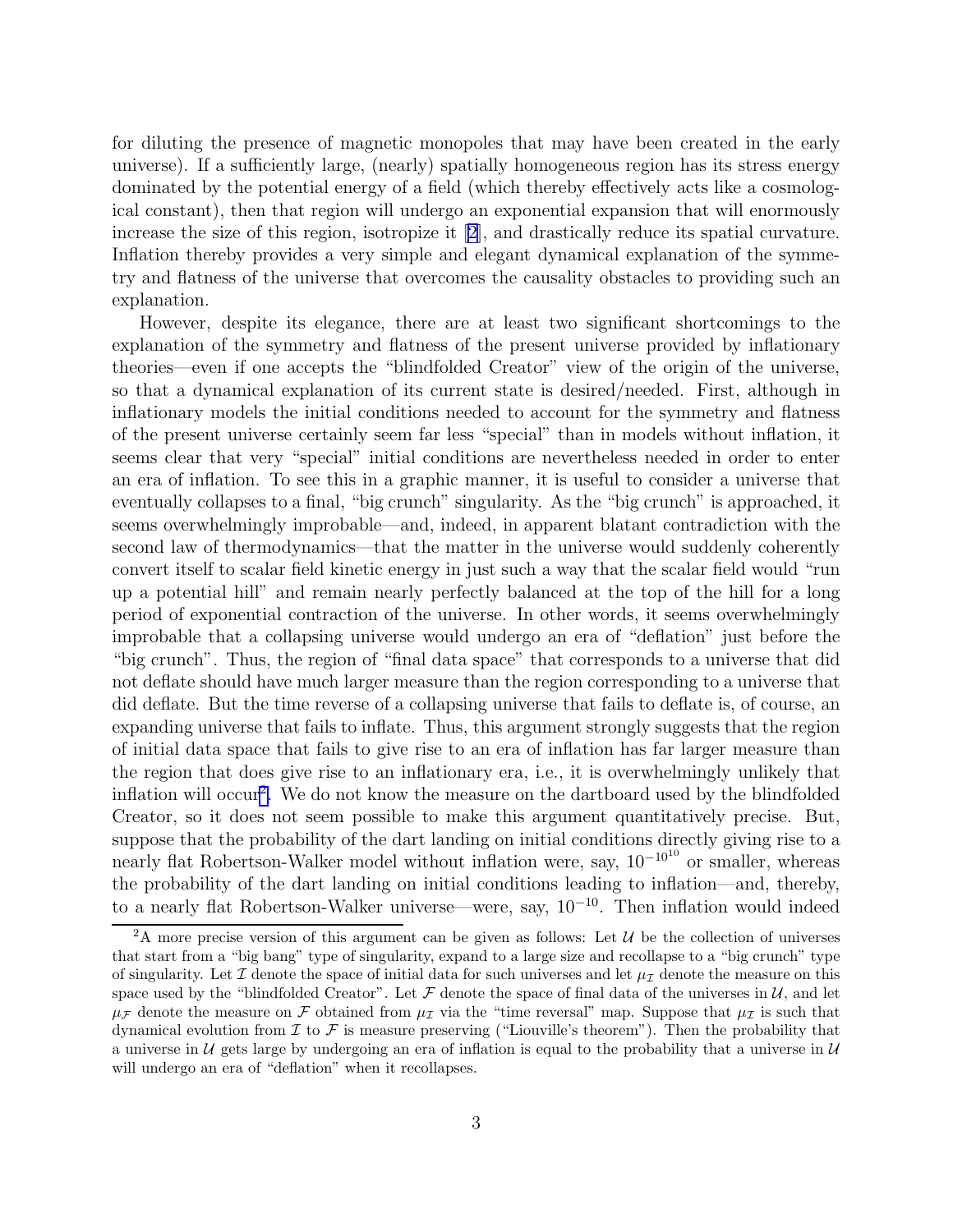for diluting the presence of magnetic monopoles that may have been created in the early universe). If a sufficiently large, (nearly) spatially homogeneous region has its stress energy dominated by the potential energy of a field (which thereby effectively acts like a cosmological constant), then that region will undergo an exponential expansion that will enormously increase the size of this region, isotropize it [2], and drastically reduce its spatial curvature. Inflation thereby provides a very simple and elegant dynamical explanation of the symmetry and flatness of the universe that overcomes the causality obstacles to providing such an explanation.

However, despite its elegance, there are at least two significant shortcomings to the explanation of the symmetry and flatness of the present universe provided by inflationary theories—even if one accepts the "blindfolded Creator" view of the origin of the universe, so that a dynamical explanation of its current state is desired/needed. First, although in inflationary models the initial conditions needed to account for the symmetry and flatness of the present universe certainly seem far less "special" than in models without inflation, it seems clear that very "special" initial conditions are nevertheless needed in order to enter an era of inflation. To see this in a graphic manner, it is useful to consider a universe that eventually collapses to a final, "big crunch" singularity. As the "big crunch" is approached, it seems overwhelmingly improbable—and, indeed, in apparent blatant contradiction with the second law of thermodynamics—that the matter in the universe would suddenly coherently convert itself to scalar field kinetic energy in just such a way that the scalar field would "run up a potential hill" and remain nearly perfectly balanced at the top of the hill for a long period of exponential contraction of the universe. In other words, it seems overwhelmingly improbable that a collapsing universe would undergo an era of "deflation" just before the "big crunch". Thus, the region of "final data space" that corresponds to a universe that did not deflate should have much larger measure than the region corresponding to a universe that did deflate. But the time reverse of a collapsing universe that fails to deflate is, of course, an expanding universe that fails to inflate. Thus, this argument strongly suggests that the region of initial data space that fails to give rise to an era of inflation has far larger measure than the region that does give rise to an inflationary era, i.e., it is overwhelmingly unlikely that inflation will occur[2]. We do not know the measure on the dartboard used by the blindfolded Creator, so it does not seem possible to make this argument quantitatively precise. But, suppose that the probability of the dart landing on initial conditions directly giving rise to a nearly flat Robertson-Walker model without inflation were, say, $10^{-10^{10}}$ or smaller, whereas the probability of the dart landing on initial conditions leading to inflation—and, thereby, to a nearly flat Robertson-Walker universe—were, say, $10^{-10}$. Then inflation would indeed

[2] A more precise version of this argument can be given as follows: Let $\mathcal{U}$ be the collection of universes that start from a "big bang" type of singularity, expand to a large size and recollapse to a "big crunch" type of singularity. Let $\mathcal{I}$ denote the space of initial data for such universes and let $\mu_{\mathcal{I}}$ denote the measure on this space used by the "blindfolded Creator". Let $\mathcal{F}$ denote the space of final data of the universes in $\mathcal{U}$, and let $\mu_{\mathcal{F}}$ denote the measure on $\mathcal{F}$ obtained from $\mu_{\mathcal{I}}$ via the "time reversal" map. Suppose that $\mu_{\mathcal{I}}$ is such that dynamical evolution from $\mathcal{I}$ to $\mathcal{F}$ is measure preserving ("Liouville's theorem"). Then the probability that a universe in $\mathcal{U}$ gets large by undergoing an era of inflation is equal to the probability that a universe in $\mathcal{U}$ will undergo an era of "deflation" when it recollapses.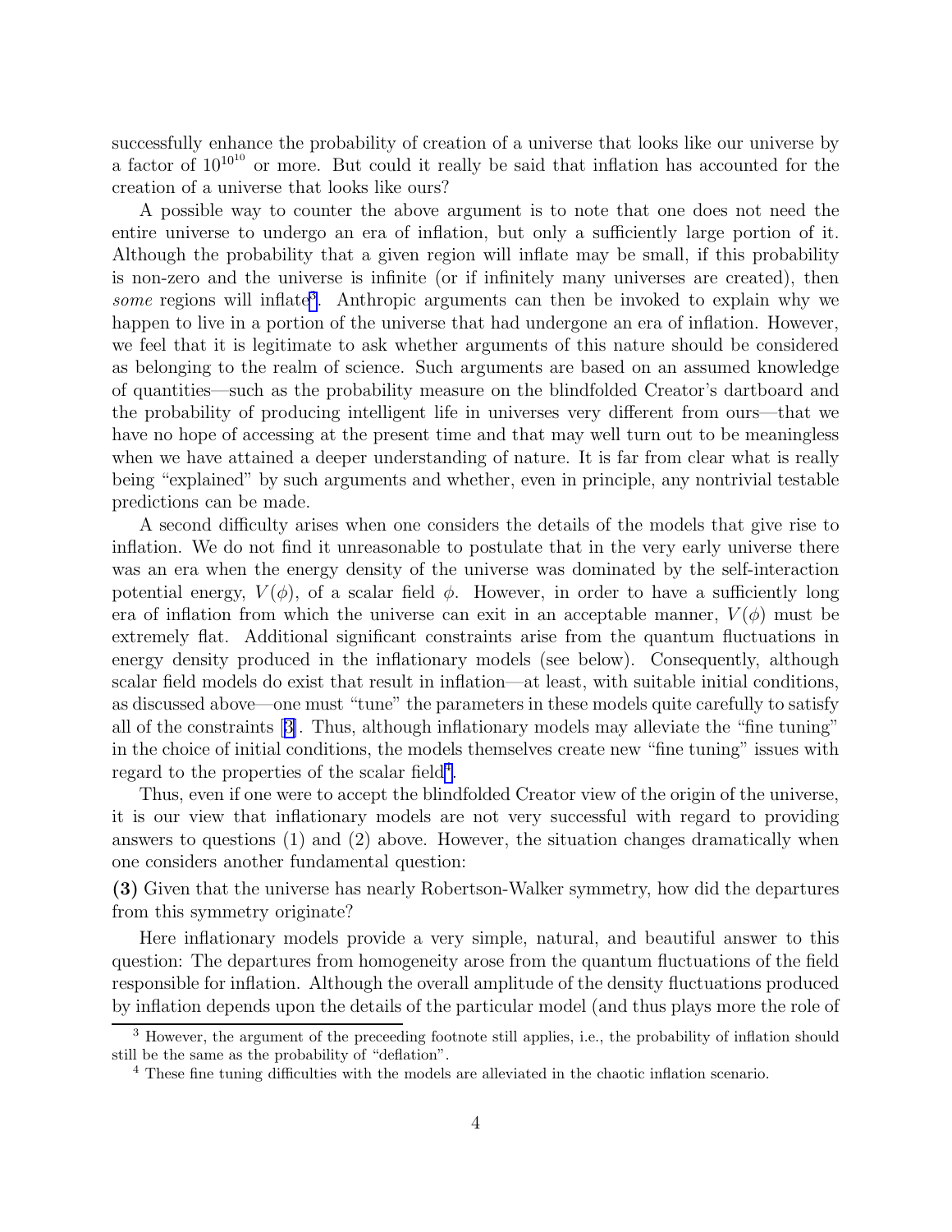successfully enhance the probability of creation of a universe that looks like our universe by a factor of $10^{10^{10}}$ or more. But could it really be said that inflation has accounted for the creation of a universe that looks like ours?

A possible way to counter the above argument is to note that one does not need the entire universe to undergo an era of inflation, but only a sufficiently large portion of it. Although the probability that a given region will inflate may be small, if this probability is non-zero and the universe is infinite (or if infinitely many universes are created), then *some* regions will inflate[3]. Anthropic arguments can then be invoked to explain why we happen to live in a portion of the universe that had undergone an era of inflation. However, we feel that it is legitimate to ask whether arguments of this nature should be considered as belonging to the realm of science. Such arguments are based on an assumed knowledge of quantities—such as the probability measure on the blindfolded Creator's dartboard and the probability of producing intelligent life in universes very different from ours—that we have no hope of accessing at the present time and that may well turn out to be meaningless when we have attained a deeper understanding of nature. It is far from clear what is really being "explained" by such arguments and whether, even in principle, any nontrivial testable predictions can be made.

A second difficulty arises when one considers the details of the models that give rise to inflation. We do not find it unreasonable to postulate that in the very early universe there was an era when the energy density of the universe was dominated by the self-interaction potential energy, $V(\phi)$, of a scalar field $\phi$. However, in order to have a sufficiently long era of inflation from which the universe can exit in an acceptable manner, $V(\phi)$ must be extremely flat. Additional significant constraints arise from the quantum fluctuations in energy density produced in the inflationary models (see below). Consequently, although scalar field models do exist that result in inflation—at least, with suitable initial conditions, as discussed above—one must "tune" the parameters in these models quite carefully to satisfy all of the constraints [3]. Thus, although inflationary models may alleviate the "fine tuning" in the choice of initial conditions, the models themselves create new "fine tuning" issues with regard to the properties of the scalar field[4].

Thus, even if one were to accept the blindfolded Creator view of the origin of the universe, it is our view that inflationary models are not very successful with regard to providing answers to questions (1) and (2) above. However, the situation changes dramatically when one considers another fundamental question:

**(3)** Given that the universe has nearly Robertson-Walker symmetry, how did the departures from this symmetry originate?

Here inflationary models provide a very simple, natural, and beautiful answer to this question: The departures from homogeneity arose from the quantum fluctuations of the field responsible for inflation. Although the overall amplitude of the density fluctuations produced by inflation depends upon the details of the particular model (and thus plays more the role of

[3] However, the argument of the preceeding footnote still applies, i.e., the probability of inflation should still be the same as the probability of "deflation".

[4] These fine tuning difficulties with the models are alleviated in the chaotic inflation scenario.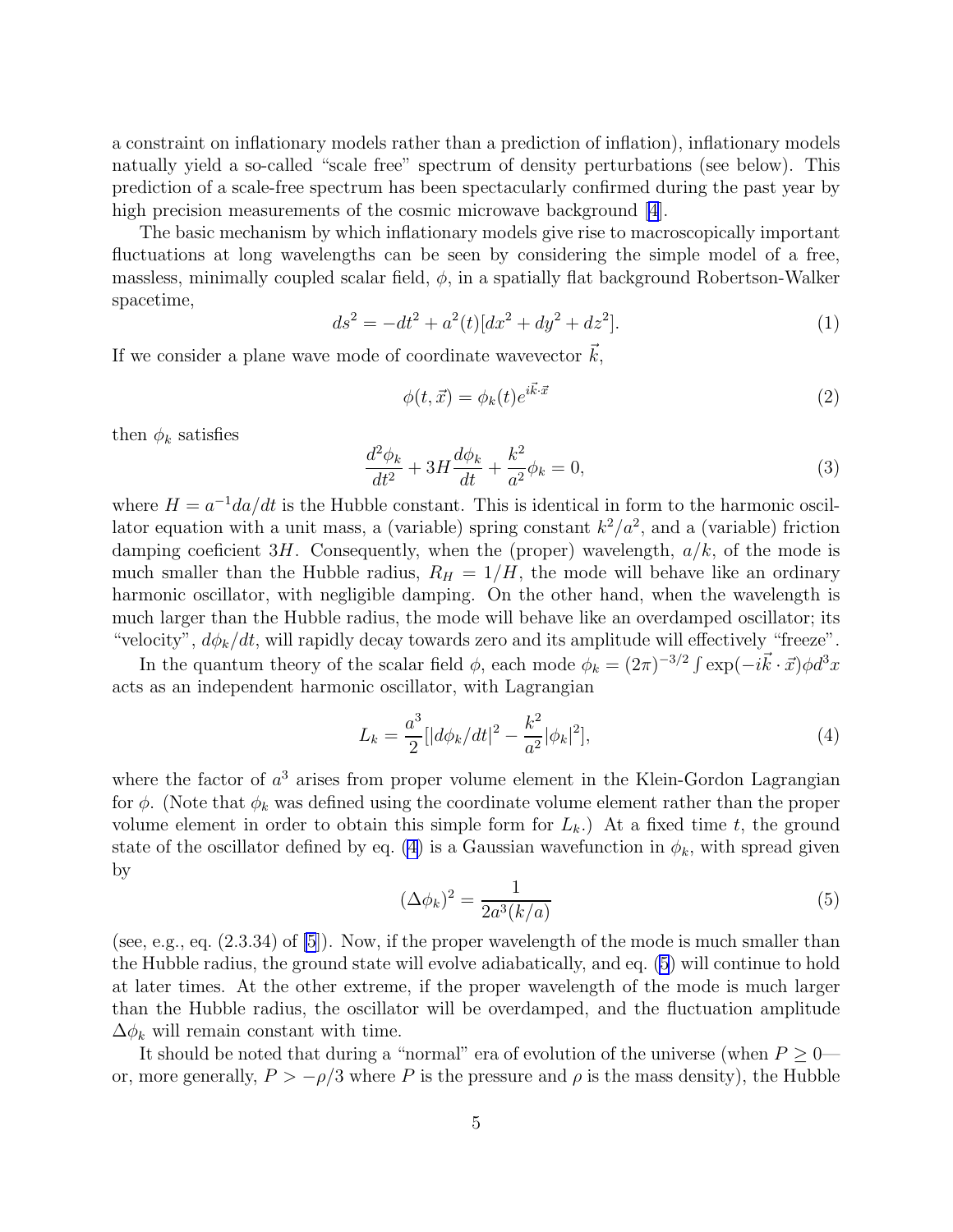a constraint on inflationary models rather than a prediction of inflation), inflationary models natually yield a so-called "scale free" spectrum of density perturbations (see below). This prediction of a scale-free spectrum has been spectacularly confirmed during the past year by high precision measurements of the cosmic microwave background [4].

The basic mechanism by which inflationary models give rise to macroscopically important fluctuations at long wavelengths can be seen by considering the simple model of a free, massless, minimally coupled scalar field, $\phi$, in a spatially flat background Robertson-Walker spacetime,

$$ds^2 = -dt^2 + a^2(t)[dx^2 + dy^2 + dz^2]. \tag{1}$$

If we consider a plane wave mode of coordinate wavevector $\vec{k}$,

$$\phi(t, \vec{x}) = \phi_k(t) e^{i\vec{k}\cdot\vec{x}} \tag{2}$$

then $\phi_k$ satisfies

$$\frac{d^2\phi_k}{dt^2} + 3H\frac{d\phi_k}{dt} + \frac{k^2}{a^2}\phi_k = 0, \tag{3}$$

where $H = a^{-1}da/dt$ is the Hubble constant. This is identical in form to the harmonic oscillator equation with a unit mass, a (variable) spring constant $k^2/a^2$, and a (variable) friction damping coeficient $3H$. Consequently, when the (proper) wavelength, $a/k$, of the mode is much smaller than the Hubble radius, $R_H = 1/H$, the mode will behave like an ordinary harmonic oscillator, with negligible damping. On the other hand, when the wavelength is much larger than the Hubble radius, the mode will behave like an overdamped oscillator; its "velocity", $d\phi_k/dt$, will rapidly decay towards zero and its amplitude will effectively "freeze".

In the quantum theory of the scalar field $\phi$, each mode $\phi_k = (2\pi)^{-3/2}\int \exp(-i\vec{k}\cdot\vec{x})\phi d^3x$ acts as an independent harmonic oscillator, with Lagrangian

$$L_k = \frac{a^3}{2}[|d\phi_k/dt|^2 - \frac{k^2}{a^2}|\phi_k|^2], \tag{4}$$

where the factor of $a^3$ arises from proper volume element in the Klein-Gordon Lagrangian for $\phi$. (Note that $\phi_k$ was defined using the coordinate volume element rather than the proper volume element in order to obtain this simple form for $L_k$.) At a fixed time $t$, the ground state of the oscillator defined by eq. (4) is a Gaussian wavefunction in $\phi_k$, with spread given by

$$(\Delta\phi_k)^2 = \frac{1}{2a^3(k/a)} \tag{5}$$

(see, e.g., eq. (2.3.34) of [5]). Now, if the proper wavelength of the mode is much smaller than the Hubble radius, the ground state will evolve adiabatically, and eq. (5) will continue to hold at later times. At the other extreme, if the proper wavelength of the mode is much larger than the Hubble radius, the oscillator will be overdamped, and the fluctuation amplitude $\Delta\phi_k$ will remain constant with time.

It should be noted that during a "normal" era of evolution of the universe (when $P \geq 0$—or, more generally, $P > -\rho/3$ where $P$ is the pressure and $\rho$ is the mass density), the Hubble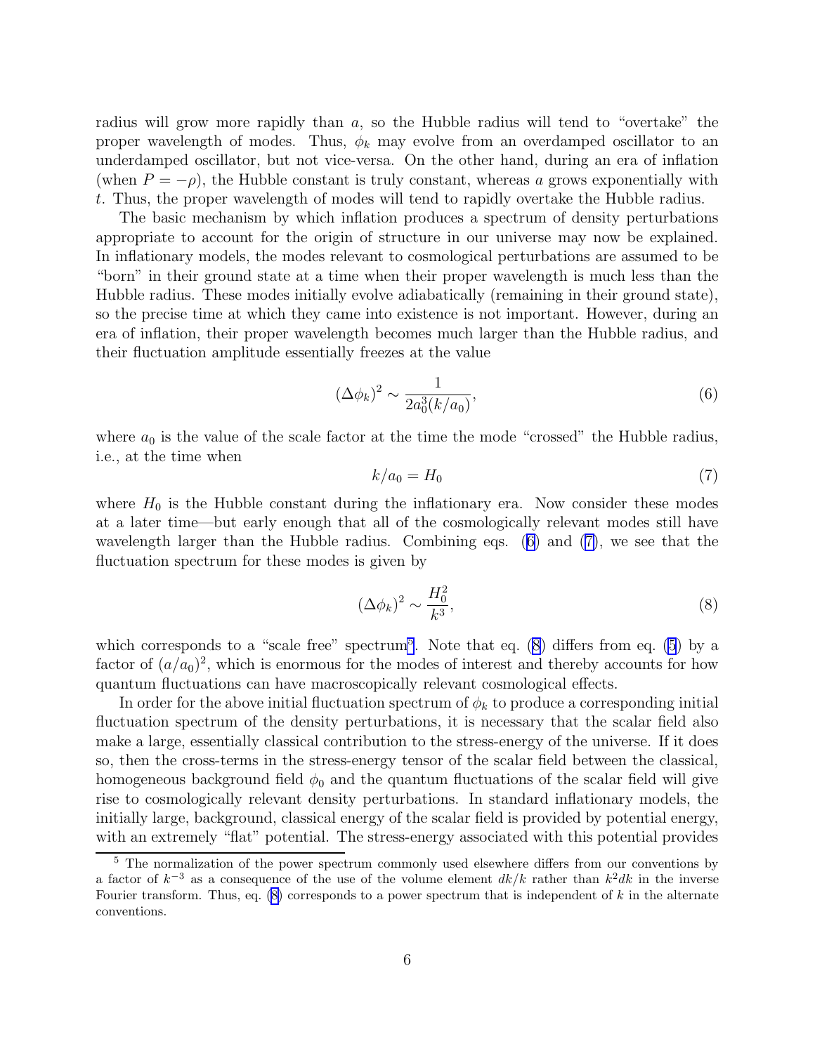radius will grow more rapidly than $a$, so the Hubble radius will tend to "overtake" the proper wavelength of modes. Thus, $\phi_k$ may evolve from an overdamped oscillator to an underdamped oscillator, but not vice-versa. On the other hand, during an era of inflation (when $P = -\rho$), the Hubble constant is truly constant, whereas $a$ grows exponentially with $t$. Thus, the proper wavelength of modes will tend to rapidly overtake the Hubble radius.

The basic mechanism by which inflation produces a spectrum of density perturbations appropriate to account for the origin of structure in our universe may now be explained. In inflationary models, the modes relevant to cosmological perturbations are assumed to be "born" in their ground state at a time when their proper wavelength is much less than the Hubble radius. These modes initially evolve adiabatically (remaining in their ground state), so the precise time at which they came into existence is not important. However, during an era of inflation, their proper wavelength becomes much larger than the Hubble radius, and their fluctuation amplitude essentially freezes at the value

$$(\Delta\phi_k)^2 \sim \frac{1}{2a_0^3(k/a_0)}, \tag{6}$$

where $a_0$ is the value of the scale factor at the time the mode "crossed" the Hubble radius, i.e., at the time when

$$k/a_0 = H_0 \tag{7}$$

where $H_0$ is the Hubble constant during the inflationary era. Now consider these modes at a later time—but early enough that all of the cosmologically relevant modes still have wavelength larger than the Hubble radius. Combining eqs. (6) and (7), we see that the fluctuation spectrum for these modes is given by

$$(\Delta\phi_k)^2 \sim \frac{H_0^2}{k^3}, \tag{8}$$

which corresponds to a "scale free" spectrum[5]. Note that eq. (8) differs from eq. (5) by a factor of $(a/a_0)^2$, which is enormous for the modes of interest and thereby accounts for how quantum fluctuations can have macroscopically relevant cosmological effects.

In order for the above initial fluctuation spectrum of $\phi_k$ to produce a corresponding initial fluctuation spectrum of the density perturbations, it is necessary that the scalar field also make a large, essentially classical contribution to the stress-energy of the universe. If it does so, then the cross-terms in the stress-energy tensor of the scalar field between the classical, homogeneous background field $\phi_0$ and the quantum fluctuations of the scalar field will give rise to cosmologically relevant density perturbations. In standard inflationary models, the initially large, background, classical energy of the scalar field is provided by potential energy, with an extremely "flat" potential. The stress-energy associated with this potential provides

---

[5] The normalization of the power spectrum commonly used elsewhere differs from our conventions by a factor of $k^{-3}$ as a consequence of the use of the volume element $dk/k$ rather than $k^2dk$ in the inverse Fourier transform. Thus, eq. (8) corresponds to a power spectrum that is independent of $k$ in the alternate conventions.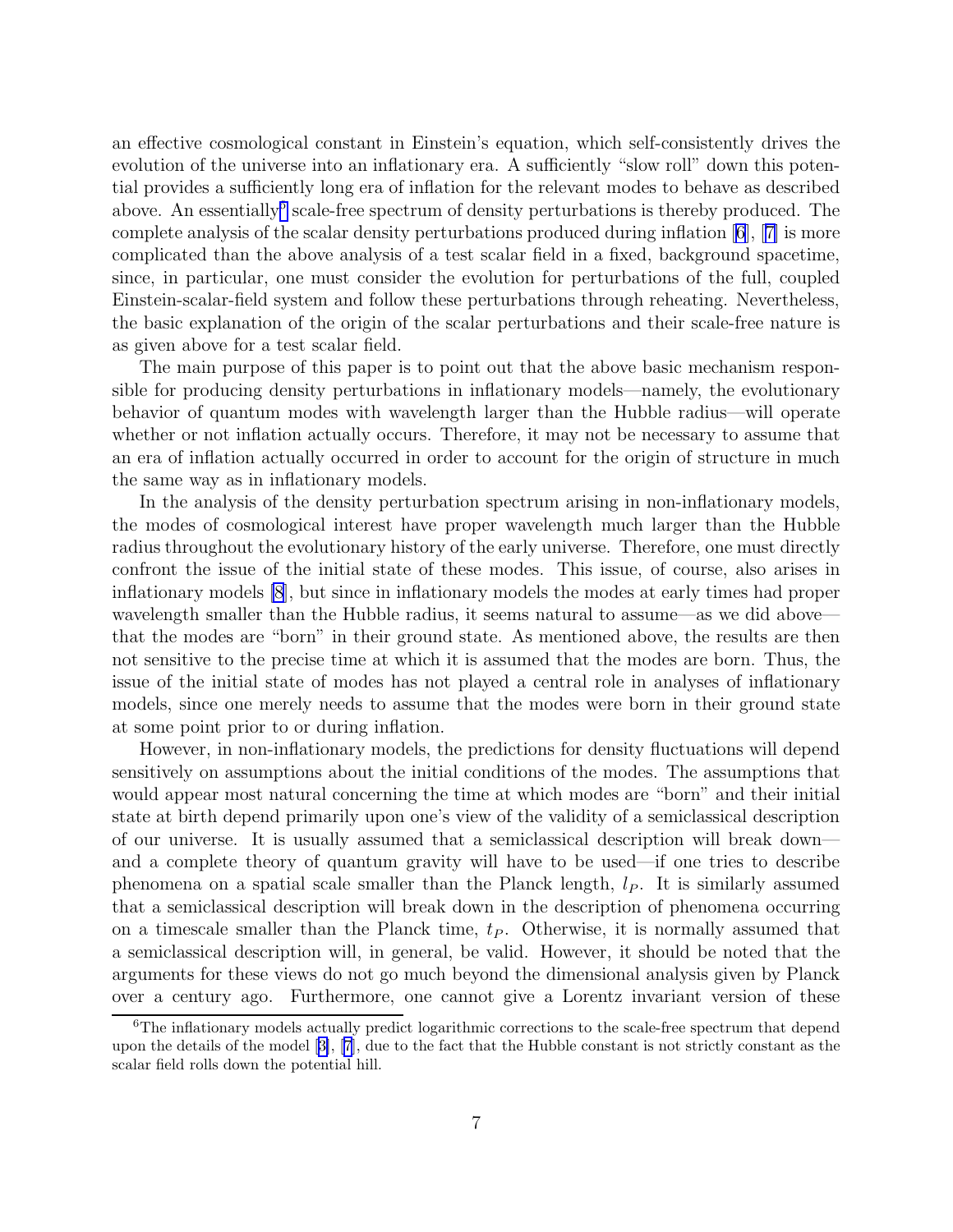an effective cosmological constant in Einstein's equation, which self-consistently drives the evolution of the universe into an inflationary era. A sufficiently "slow roll" down this potential provides a sufficiently long era of inflation for the relevant modes to behave as described above. An essentially[6] scale-free spectrum of density perturbations is thereby produced. The complete analysis of the scalar density perturbations produced during inflation [6], [7] is more complicated than the above analysis of a test scalar field in a fixed, background spacetime, since, in particular, one must consider the evolution for perturbations of the full, coupled Einstein-scalar-field system and follow these perturbations through reheating. Nevertheless, the basic explanation of the origin of the scalar perturbations and their scale-free nature is as given above for a test scalar field.

The main purpose of this paper is to point out that the above basic mechanism responsible for producing density perturbations in inflationary models—namely, the evolutionary behavior of quantum modes with wavelength larger than the Hubble radius—will operate whether or not inflation actually occurs. Therefore, it may not be necessary to assume that an era of inflation actually occurred in order to account for the origin of structure in much the same way as in inflationary models.

In the analysis of the density perturbation spectrum arising in non-inflationary models, the modes of cosmological interest have proper wavelength much larger than the Hubble radius throughout the evolutionary history of the early universe. Therefore, one must directly confront the issue of the initial state of these modes. This issue, of course, also arises in inflationary models [8], but since in inflationary models the modes at early times had proper wavelength smaller than the Hubble radius, it seems natural to assume—as we did above—that the modes are "born" in their ground state. As mentioned above, the results are then not sensitive to the precise time at which it is assumed that the modes are born. Thus, the issue of the initial state of modes has not played a central role in analyses of inflationary models, since one merely needs to assume that the modes were born in their ground state at some point prior to or during inflation.

However, in non-inflationary models, the predictions for density fluctuations will depend sensitively on assumptions about the initial conditions of the modes. The assumptions that would appear most natural concerning the time at which modes are "born" and their initial state at birth depend primarily upon one's view of the validity of a semiclassical description of our universe. It is usually assumed that a semiclassical description will break down—and a complete theory of quantum gravity will have to be used—if one tries to describe phenomena on a spatial scale smaller than the Planck length, $l_P$. It is similarly assumed that a semiclassical description will break down in the description of phenomena occurring on a timescale smaller than the Planck time, $t_P$. Otherwise, it is normally assumed that a semiclassical description will, in general, be valid. However, it should be noted that the arguments for these views do not go much beyond the dimensional analysis given by Planck over a century ago. Furthermore, one cannot give a Lorentz invariant version of these

[6] The inflationary models actually predict logarithmic corrections to the scale-free spectrum that depend upon the details of the model [3], [7], due to the fact that the Hubble constant is not strictly constant as the scalar field rolls down the potential hill.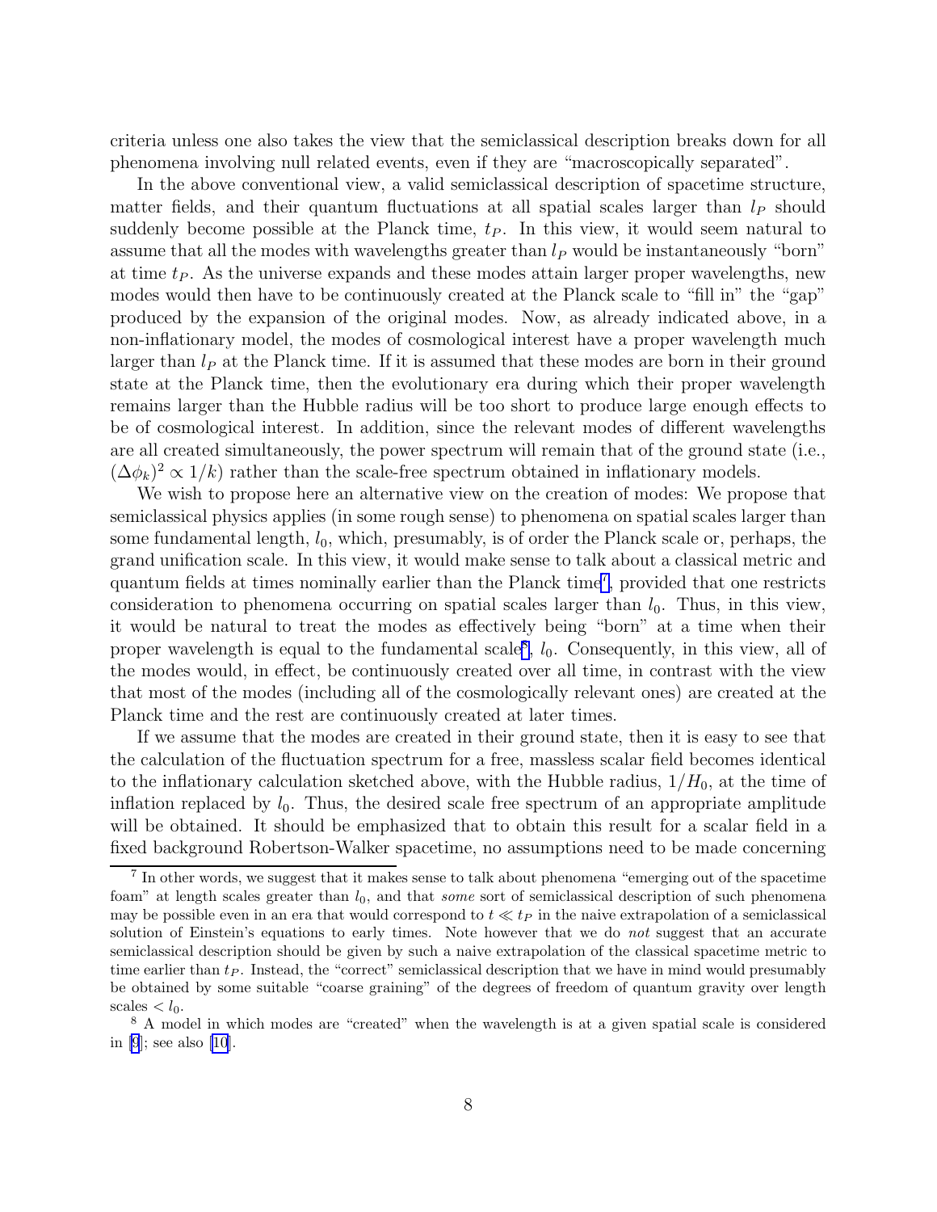criteria unless one also takes the view that the semiclassical description breaks down for all phenomena involving null related events, even if they are "macroscopically separated".

In the above conventional view, a valid semiclassical description of spacetime structure, matter fields, and their quantum fluctuations at all spatial scales larger than $l_P$ should suddenly become possible at the Planck time, $t_P$. In this view, it would seem natural to assume that all the modes with wavelengths greater than $l_P$ would be instantaneously "born" at time $t_P$. As the universe expands and these modes attain larger proper wavelengths, new modes would then have to be continuously created at the Planck scale to "fill in" the "gap" produced by the expansion of the original modes. Now, as already indicated above, in a non-inflationary model, the modes of cosmological interest have a proper wavelength much larger than $l_P$ at the Planck time. If it is assumed that these modes are born in their ground state at the Planck time, then the evolutionary era during which their proper wavelength remains larger than the Hubble radius will be too short to produce large enough effects to be of cosmological interest. In addition, since the relevant modes of different wavelengths are all created simultaneously, the power spectrum will remain that of the ground state (i.e., $(\Delta\phi_k)^2 \propto 1/k$) rather than the scale-free spectrum obtained in inflationary models.

We wish to propose here an alternative view on the creation of modes: We propose that semiclassical physics applies (in some rough sense) to phenomena on spatial scales larger than some fundamental length, $l_0$, which, presumably, is of order the Planck scale or, perhaps, the grand unification scale. In this view, it would make sense to talk about a classical metric and quantum fields at times nominally earlier than the Planck time[7], provided that one restricts consideration to phenomena occurring on spatial scales larger than $l_0$. Thus, in this view, it would be natural to treat the modes as effectively being "born" at a time when their proper wavelength is equal to the fundamental scale[8], $l_0$. Consequently, in this view, all of the modes would, in effect, be continuously created over all time, in contrast with the view that most of the modes (including all of the cosmologically relevant ones) are created at the Planck time and the rest are continuously created at later times.

If we assume that the modes are created in their ground state, then it is easy to see that the calculation of the fluctuation spectrum for a free, massless scalar field becomes identical to the inflationary calculation sketched above, with the Hubble radius, $1/H_0$, at the time of inflation replaced by $l_0$. Thus, the desired scale free spectrum of an appropriate amplitude will be obtained. It should be emphasized that to obtain this result for a scalar field in a fixed background Robertson-Walker spacetime, no assumptions need to be made concerning

[7] In other words, we suggest that it makes sense to talk about phenomena "emerging out of the spacetime foam" at length scales greater than $l_0$, and that *some* sort of semiclassical description of such phenomena may be possible even in an era that would correspond to $t \ll t_P$ in the naive extrapolation of a semiclassical solution of Einstein's equations to early times. Note however that we do *not* suggest that an accurate semiclassical description should be given by such a naive extrapolation of the classical spacetime metric to time earlier than $t_P$. Instead, the "correct" semiclassical description that we have in mind would presumably be obtained by some suitable "coarse graining" of the degrees of freedom of quantum gravity over length scales $< l_0$.

[8] A model in which modes are "created" when the wavelength is at a given spatial scale is considered in [9]; see also [10].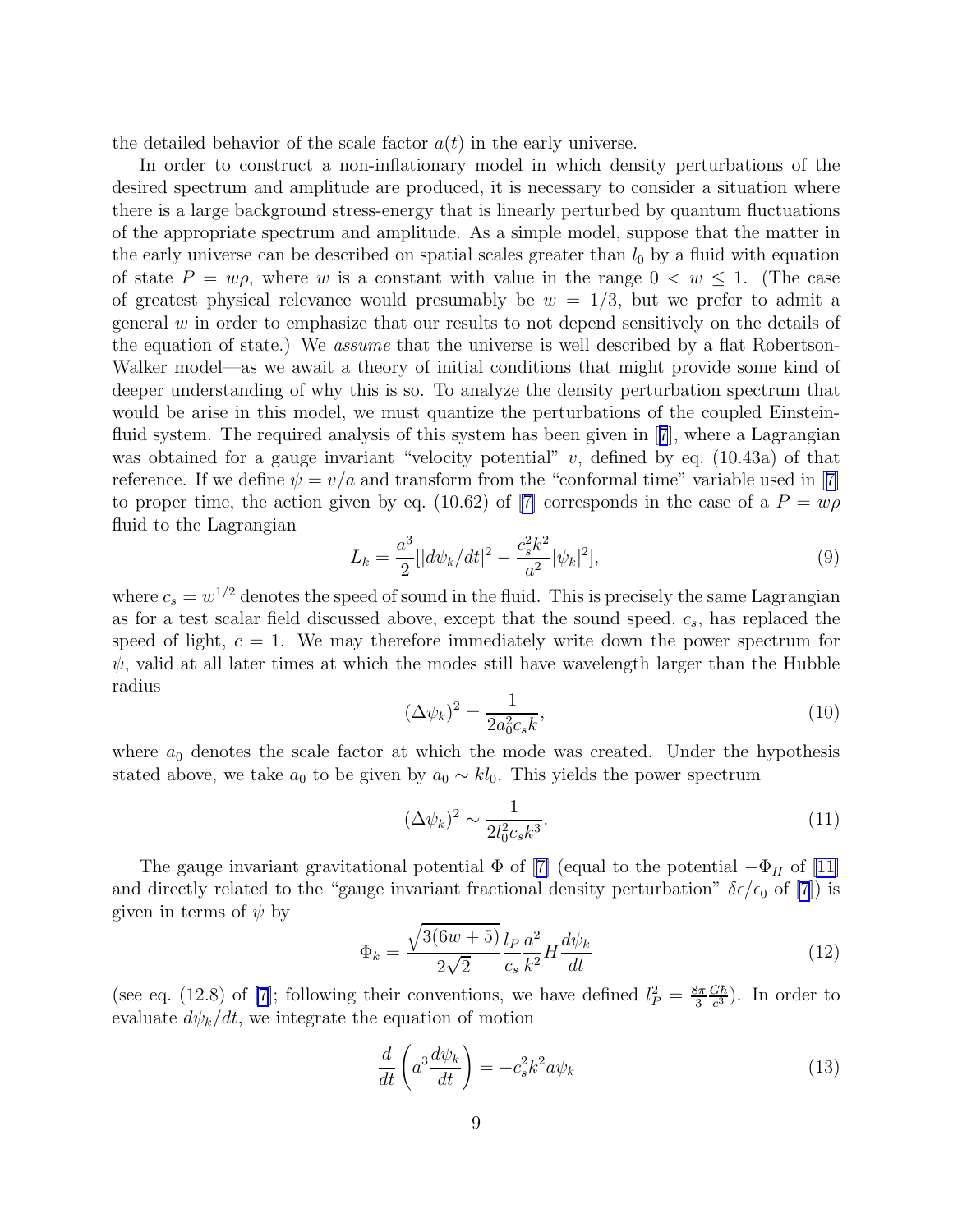the detailed behavior of the scale factor $a(t)$ in the early universe.

In order to construct a non-inflationary model in which density perturbations of the desired spectrum and amplitude are produced, it is necessary to consider a situation where there is a large background stress-energy that is linearly perturbed by quantum fluctuations of the appropriate spectrum and amplitude. As a simple model, suppose that the matter in the early universe can be described on spatial scales greater than $l_0$ by a fluid with equation of state $P = w\rho$, where $w$ is a constant with value in the range $0 < w \leq 1$. (The case of greatest physical relevance would presumably be $w = 1/3$, but we prefer to admit a general $w$ in order to emphasize that our results to not depend sensitively on the details of the equation of state.) We *assume* that the universe is well described by a flat Robertson-Walker model—as we await a theory of initial conditions that might provide some kind of deeper understanding of why this is so. To analyze the density perturbation spectrum that would be arise in this model, we must quantize the perturbations of the coupled Einstein-fluid system. The required analysis of this system has been given in [7], where a Lagrangian was obtained for a gauge invariant "velocity potential" $v$, defined by eq. (10.43a) of that reference. If we define $\psi = v/a$ and transform from the "conformal time" variable used in [7] to proper time, the action given by eq. (10.62) of [7] corresponds in the case of a $P = w\rho$ fluid to the Lagrangian

$$L_k = \frac{a^3}{2}[|d\psi_k/dt|^2 - \frac{c_s^2 k^2}{a^2}|\psi_k|^2], \tag{9}$$

where $c_s = w^{1/2}$ denotes the speed of sound in the fluid. This is precisely the same Lagrangian as for a test scalar field discussed above, except that the sound speed, $c_s$, has replaced the speed of light, $c = 1$. We may therefore immediately write down the power spectrum for $\psi$, valid at all later times at which the modes still have wavelength larger than the Hubble radius

$$(\Delta\psi_k)^2 = \frac{1}{2a_0^2 c_s k}, \tag{10}$$

where $a_0$ denotes the scale factor at which the mode was created. Under the hypothesis stated above, we take $a_0$ to be given by $a_0 \sim k l_0$. This yields the power spectrum

$$(\Delta\psi_k)^2 \sim \frac{1}{2l_0^2 c_s k^3}. \tag{11}$$

The gauge invariant gravitational potential $\Phi$ of [7] (equal to the potential $-\Phi_H$ of [11] and directly related to the "gauge invariant fractional density perturbation" $\delta\epsilon/\epsilon_0$ of [7]) is given in terms of $\psi$ by

$$\Phi_k = \frac{\sqrt{3(6w+5)}}{2\sqrt{2}} \frac{l_P}{c_s} \frac{a^2}{k^2} H \frac{d\psi_k}{dt} \tag{12}$$

(see eq. (12.8) of [7]; following their conventions, we have defined $l_P^2 = \frac{8\pi}{3}\frac{G\hbar}{c^3}$). In order to evaluate $d\psi_k/dt$, we integrate the equation of motion

$$\frac{d}{dt}\left(a^3 \frac{d\psi_k}{dt}\right) = -c_s^2 k^2 a \psi_k \tag{13}$$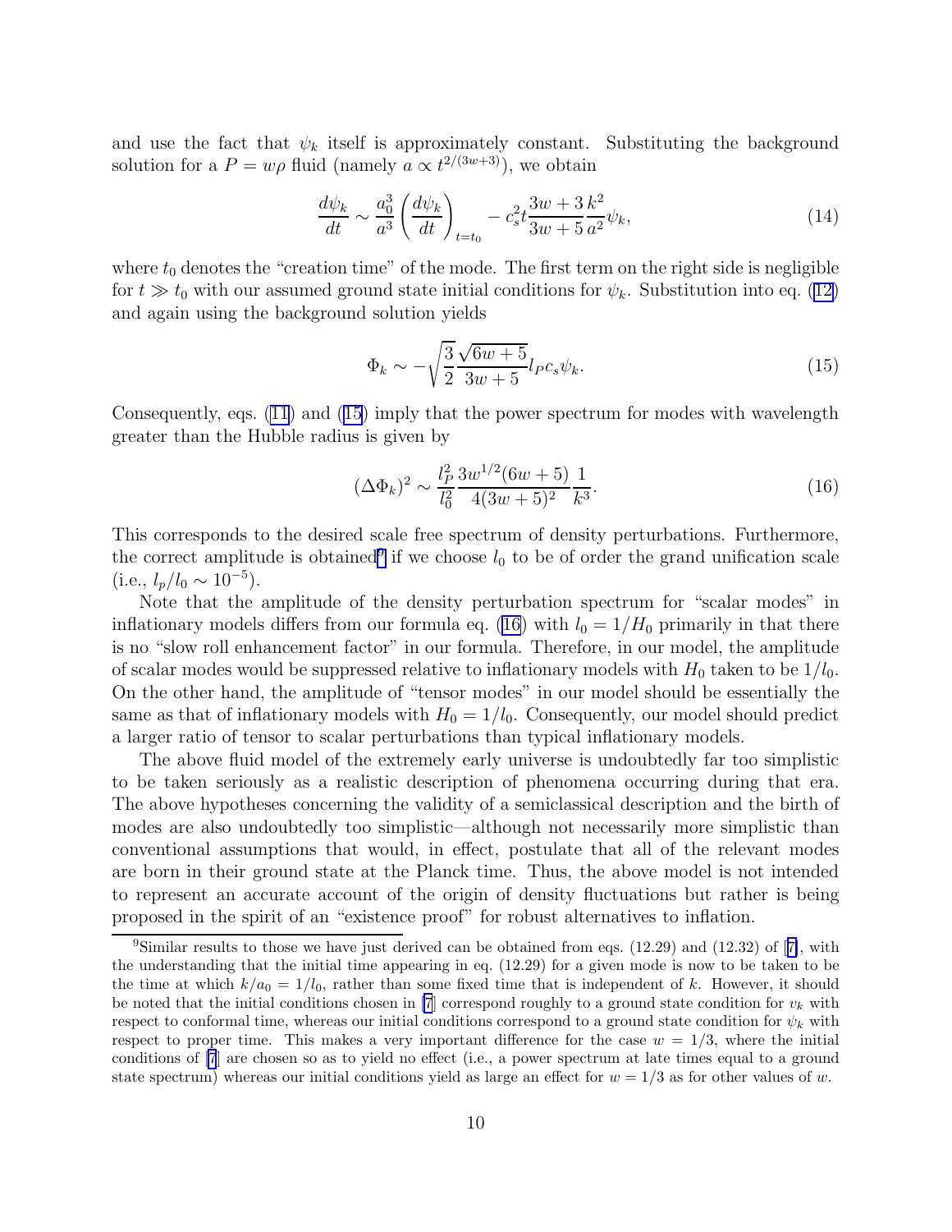and use the fact that $\psi_k$ itself is approximately constant. Substituting the background solution for a $P = w\rho$ fluid (namely $a \propto t^{2/(3w+3)}$), we obtain

$$\frac{d\psi_k}{dt} \sim \frac{a_0^3}{a^3}\left(\frac{d\psi_k}{dt}\right)_{t=t_0} - c_s^2 t \frac{3w+3}{3w+5}\frac{k^2}{a^2}\psi_k, \tag{14}$$

where $t_0$ denotes the "creation time" of the mode. The first term on the right side is negligible for $t \gg t_0$ with our assumed ground state initial conditions for $\psi_k$. Substitution into eq. (12) and again using the background solution yields

$$\Phi_k \sim -\sqrt{\frac{3}{2}}\frac{\sqrt{6w+5}}{3w+5} l_P c_s \psi_k. \tag{15}$$

Consequently, eqs. (11) and (15) imply that the power spectrum for modes with wavelength greater than the Hubble radius is given by

$$(\Delta\Phi_k)^2 \sim \frac{l_P^2}{l_0^2}\frac{3w^{1/2}(6w+5)}{4(3w+5)^2}\frac{1}{k^3}. \tag{16}$$

This corresponds to the desired scale free spectrum of density perturbations. Furthermore, the correct amplitude is obtained[9] if we choose $l_0$ to be of order the grand unification scale (i.e., $l_p/l_0 \sim 10^{-5}$).

Note that the amplitude of the density perturbation spectrum for "scalar modes" in inflationary models differs from our formula eq. (16) with $l_0 = 1/H_0$ primarily in that there is no "slow roll enhancement factor" in our formula. Therefore, in our model, the amplitude of scalar modes would be suppressed relative to inflationary models with $H_0$ taken to be $1/l_0$. On the other hand, the amplitude of "tensor modes" in our model should be essentially the same as that of inflationary models with $H_0 = 1/l_0$. Consequently, our model should predict a larger ratio of tensor to scalar perturbations than typical inflationary models.

The above fluid model of the extremely early universe is undoubtedly far too simplistic to be taken seriously as a realistic description of phenomena occurring during that era. The above hypotheses concerning the validity of a semiclassical description and the birth of modes are also undoubtedly too simplistic—although not necessarily more simplistic than conventional assumptions that would, in effect, postulate that all of the relevant modes are born in their ground state at the Planck time. Thus, the above model is not intended to represent an accurate account of the origin of density fluctuations but rather is being proposed in the spirit of an "existence proof" for robust alternatives to inflation.

[9] Similar results to those we have just derived can be obtained from eqs. (12.29) and (12.32) of [7], with the understanding that the initial time appearing in eq. (12.29) for a given mode is now to be taken to be the time at which $k/a_0 = 1/l_0$, rather than some fixed time that is independent of $k$. However, it should be noted that the initial conditions chosen in [7] correspond roughly to a ground state condition for $v_k$ with respect to conformal time, whereas our initial conditions correspond to a ground state condition for $\psi_k$ with respect to proper time. This makes a very important difference for the case $w = 1/3$, where the initial conditions of [7] are chosen so as to yield no effect (i.e., a power spectrum at late times equal to a ground state spectrum) whereas our initial conditions yield as large an effect for $w = 1/3$ as for other values of $w$.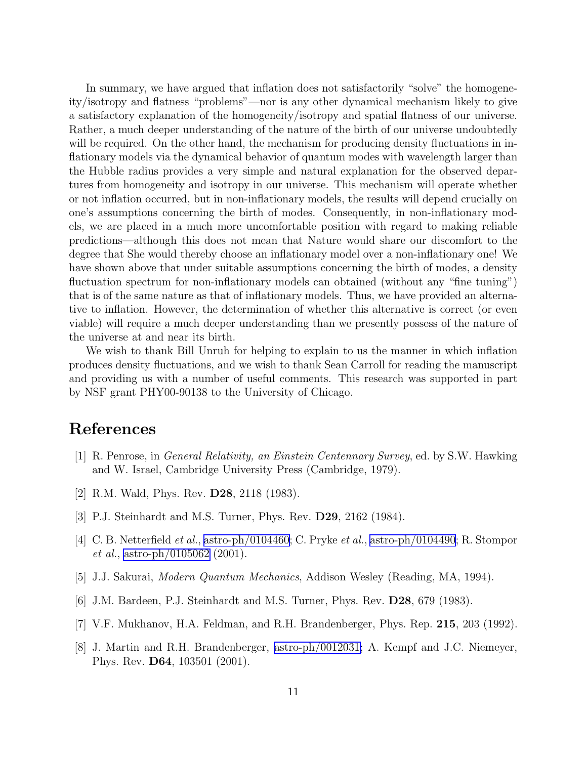In summary, we have argued that inflation does not satisfactorily "solve" the homogeneity/isotropy and flatness "problems"—nor is any other dynamical mechanism likely to give a satisfactory explanation of the homogeneity/isotropy and spatial flatness of our universe. Rather, a much deeper understanding of the nature of the birth of our universe undoubtedly will be required. On the other hand, the mechanism for producing density fluctuations in inflationary models via the dynamical behavior of quantum modes with wavelength larger than the Hubble radius provides a very simple and natural explanation for the observed departures from homogeneity and isotropy in our universe. This mechanism will operate whether or not inflation occurred, but in non-inflationary models, the results will depend crucially on one's assumptions concerning the birth of modes. Consequently, in non-inflationary models, we are placed in a much more uncomfortable position with regard to making reliable predictions—although this does not mean that Nature would share our discomfort to the degree that She would thereby choose an inflationary model over a non-inflationary one! We have shown above that under suitable assumptions concerning the birth of modes, a density fluctuation spectrum for non-inflationary models can obtained (without any "fine tuning") that is of the same nature as that of inflationary models. Thus, we have provided an alternative to inflation. However, the determination of whether this alternative is correct (or even viable) will require a much deeper understanding than we presently possess of the nature of the universe at and near its birth.

We wish to thank Bill Unruh for helping to explain to us the manner in which inflation produces density fluctuations, and we wish to thank Sean Carroll for reading the manuscript and providing us with a number of useful comments. This research was supported in part by NSF grant PHY00-90138 to the University of Chicago.

# References

[1] R. Penrose, in *General Relativity, an Einstein Centennary Survey*, ed. by S.W. Hawking and W. Israel, Cambridge University Press (Cambridge, 1979).

[2] R.M. Wald, Phys. Rev. **D28**, 2118 (1983).

[3] P.J. Steinhardt and M.S. Turner, Phys. Rev. **D29**, 2162 (1984).

[4] C. B. Netterfield *et al.*, astro-ph/0104460; C. Pryke *et al.*, astro-ph/0104490; R. Stompor *et al.*, astro-ph/0105062 (2001).

[5] J.J. Sakurai, *Modern Quantum Mechanics*, Addison Wesley (Reading, MA, 1994).

[6] J.M. Bardeen, P.J. Steinhardt and M.S. Turner, Phys. Rev. **D28**, 679 (1983).

[7] V.F. Mukhanov, H.A. Feldman, and R.H. Brandenberger, Phys. Rep. **215**, 203 (1992).

[8] J. Martin and R.H. Brandenberger, astro-ph/0012031; A. Kempf and J.C. Niemeyer, Phys. Rev. **D64**, 103501 (2001).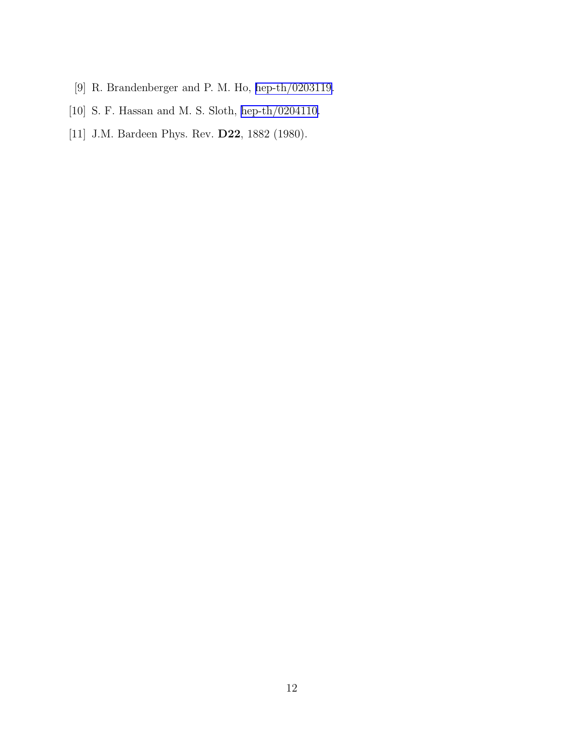[9] R. Brandenberger and P. M. Ho, hep-th/0203119.

[10] S. F. Hassan and M. S. Sloth, hep-th/0204110.

[11] J.M. Bardeen Phys. Rev. **D22**, 1882 (1980).